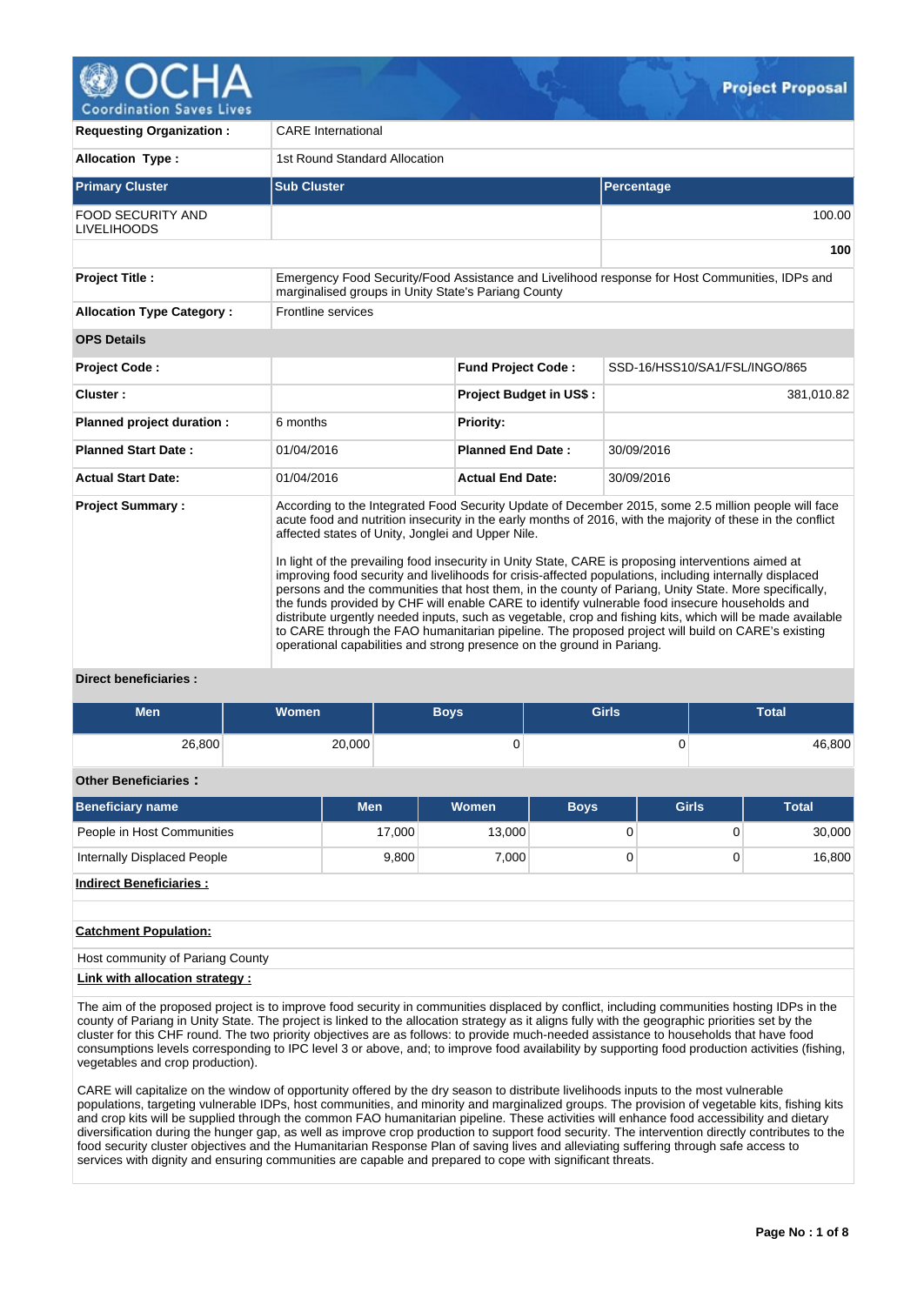# Project Proposal

| | |
|---|---|
| **Requesting Organization :** | CARE International |
| **Allocation Type :** | 1st Round Standard Allocation |

| Primary Cluster | Sub Cluster | Percentage |
|---|---|---|
| FOOD SECURITY AND LIVELIHOODS | | 100.00 |
| | | **100** |

| | |
|---|---|
| **Project Title :** | Emergency Food Security/Food Assistance and Livelihood response for Host Communities, IDPs and marginalised groups in Unity State's Pariang County |
| **Allocation Type Category :** | Frontline services |

**OPS Details**

| | | | |
|---|---|---|---|
| **Project Code :** | | **Fund Project Code :** | SSD-16/HSS10/SA1/FSL/INGO/865 |
| **Cluster :** | | **Project Budget in US$ :** | 381,010.82 |
| **Planned project duration :** | 6 months | **Priority:** | |
| **Planned Start Date :** | 01/04/2016 | **Planned End Date :** | 30/09/2016 |
| **Actual Start Date:** | 01/04/2016 | **Actual End Date:** | 30/09/2016 |

**Project Summary :**

According to the Integrated Food Security Update of December 2015, some 2.5 million people will face acute food and nutrition insecurity in the early months of 2016, with the majority of these in the conflict affected states of Unity, Jonglei and Upper Nile.

In light of the prevailing food insecurity in Unity State, CARE is proposing interventions aimed at improving food security and livelihoods for crisis-affected populations, including internally displaced persons and the communities that host them, in the county of Pariang, Unity State. More specifically, the funds provided by CHF will enable CARE to identify vulnerable food insecure households and distribute urgently needed inputs, such as vegetable, crop and fishing kits, which will be made available to CARE through the FAO humanitarian pipeline. The proposed project will build on CARE's existing operational capabilities and strong presence on the ground in Pariang.

**Direct beneficiaries :**

| Men | Women | Boys | Girls | Total |
|---|---|---|---|---|
| 26,800 | 20,000 | 0 | 0 | 46,800 |

**Other Beneficiaries :**

| Beneficiary name | Men | Women | Boys | Girls | Total |
|---|---|---|---|---|---|
| People in Host Communities | 17,000 | 13,000 | 0 | 0 | 30,000 |
| Internally Displaced People | 9,800 | 7,000 | 0 | 0 | 16,800 |

**Indirect Beneficiaries :**

**Catchment Population:**

Host community of Pariang County

**Link with allocation strategy :**

The aim of the proposed project is to improve food security in communities displaced by conflict, including communities hosting IDPs in the county of Pariang in Unity State. The project is linked to the allocation strategy as it aligns fully with the geographic priorities set by the cluster for this CHF round. The two priority objectives are as follows: to provide much-needed assistance to households that have food consumptions levels corresponding to IPC level 3 or above, and; to improve food availability by supporting food production activities (fishing, vegetables and crop production).

CARE will capitalize on the window of opportunity offered by the dry season to distribute livelihoods inputs to the most vulnerable populations, targeting vulnerable IDPs, host communities, and minority and marginalized groups. The provision of vegetable kits, fishing kits and crop kits will be supplied through the common FAO humanitarian pipeline. These activities will enhance food accessibility and dietary diversification during the hunger gap, as well as improve crop production to support food security. The intervention directly contributes to the food security cluster objectives and the Humanitarian Response Plan of saving lives and alleviating suffering through safe access to services with dignity and ensuring communities are capable and prepared to cope with significant threats.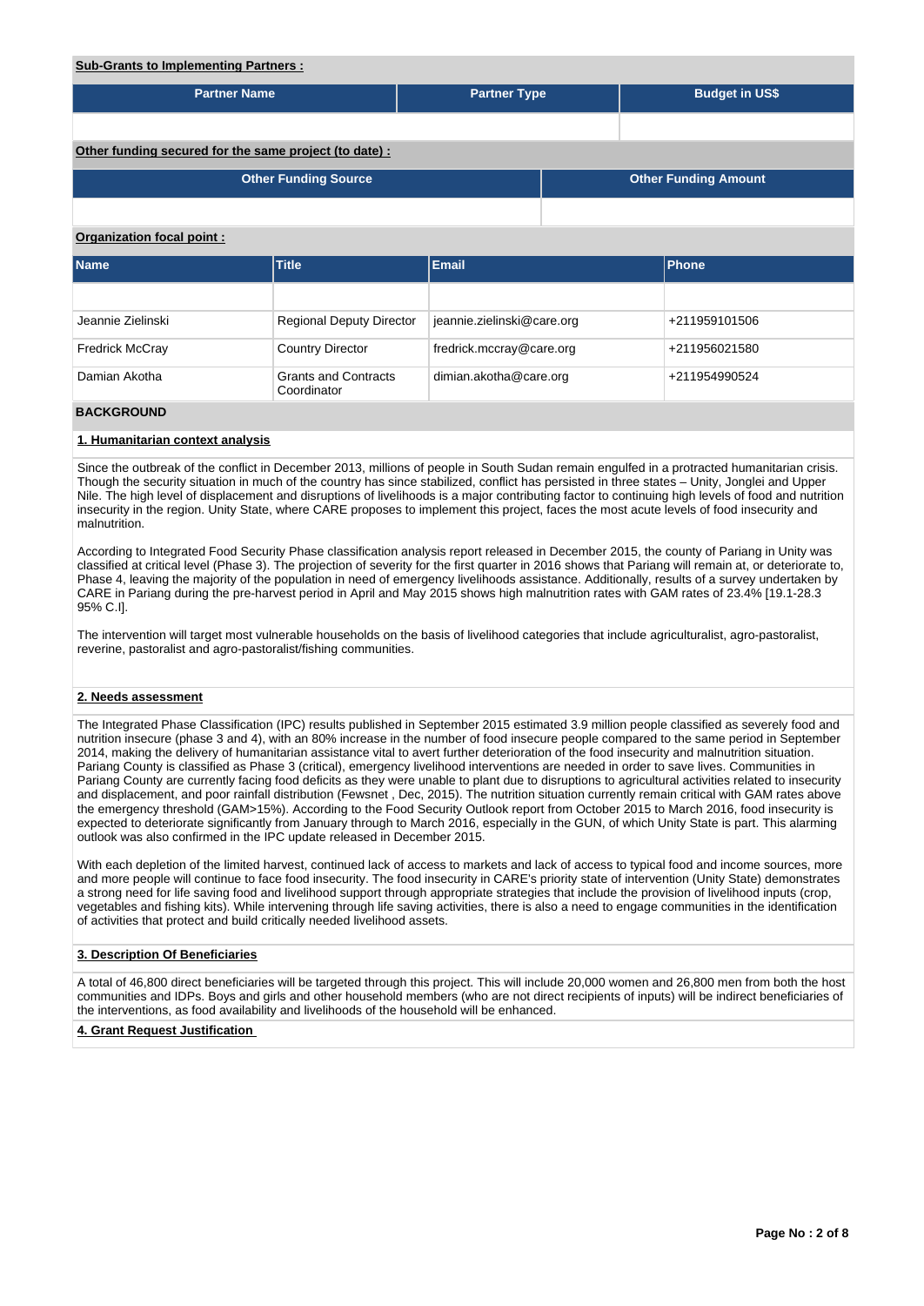**Sub-Grants to Implementing Partners :**

| Partner Name | Partner Type | Budget in US$ |
|---|---|---|
| | | |

**Other funding secured for the same project (to date) :**

| Other Funding Source | Other Funding Amount |
|---|---|
| | |

**Organization focal point :**

| Name | Title | Email | Phone |
|---|---|---|---|
| | | | |
| Jeannie Zielinski | Regional Deputy Director | jeannie.zielinski@care.org | +211959101506 |
| Fredrick McCray | Country Director | fredrick.mccray@care.org | +211956021580 |
| Damian Akotha | Grants and Contracts Coordinator | dimian.akotha@care.org | +211954990524 |

## BACKGROUND

### 1. Humanitarian context analysis

Since the outbreak of the conflict in December 2013, millions of people in South Sudan remain engulfed in a protracted humanitarian crisis. Though the security situation in much of the country has since stabilized, conflict has persisted in three states – Unity, Jonglei and Upper Nile. The high level of displacement and disruptions of livelihoods is a major contributing factor to continuing high levels of food and nutrition insecurity in the region. Unity State, where CARE proposes to implement this project, faces the most acute levels of food insecurity and malnutrition.

According to Integrated Food Security Phase classification analysis report released in December 2015, the county of Pariang in Unity was classified at critical level (Phase 3). The projection of severity for the first quarter in 2016 shows that Pariang will remain at, or deteriorate to, Phase 4, leaving the majority of the population in need of emergency livelihoods assistance. Additionally, results of a survey undertaken by CARE in Pariang during the pre-harvest period in April and May 2015 shows high malnutrition rates with GAM rates of 23.4% [19.1-28.3 95% C.I].

The intervention will target most vulnerable households on the basis of livelihood categories that include agriculturalist, agro-pastoralist, reverine, pastoralist and agro-pastoralist/fishing communities.

### 2. Needs assessment

The Integrated Phase Classification (IPC) results published in September 2015 estimated 3.9 million people classified as severely food and nutrition insecure (phase 3 and 4), with an 80% increase in the number of food insecure people compared to the same period in September 2014, making the delivery of humanitarian assistance vital to avert further deterioration of the food insecurity and malnutrition situation. Pariang County is classified as Phase 3 (critical), emergency livelihood interventions are needed in order to save lives. Communities in Pariang County are currently facing food deficits as they were unable to plant due to disruptions to agricultural activities related to insecurity and displacement, and poor rainfall distribution (Fewsnet , Dec, 2015). The nutrition situation currently remain critical with GAM rates above the emergency threshold (GAM>15%). According to the Food Security Outlook report from October 2015 to March 2016, food insecurity is expected to deteriorate significantly from January through to March 2016, especially in the GUN, of which Unity State is part. This alarming outlook was also confirmed in the IPC update released in December 2015.

With each depletion of the limited harvest, continued lack of access to markets and lack of access to typical food and income sources, more and more people will continue to face food insecurity. The food insecurity in CARE's priority state of intervention (Unity State) demonstrates a strong need for life saving food and livelihood support through appropriate strategies that include the provision of livelihood inputs (crop, vegetables and fishing kits). While intervening through life saving activities, there is also a need to engage communities in the identification of activities that protect and build critically needed livelihood assets.

### 3. Description Of Beneficiaries

A total of 46,800 direct beneficiaries will be targeted through this project. This will include 20,000 women and 26,800 men from both the host communities and IDPs. Boys and girls and other household members (who are not direct recipients of inputs) will be indirect beneficiaries of the interventions, as food availability and livelihoods of the household will be enhanced.

### 4. Grant Request Justification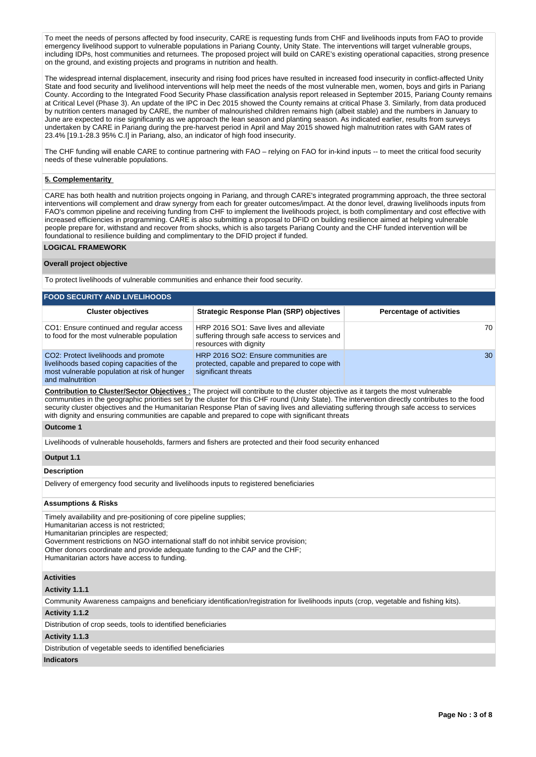To meet the needs of persons affected by food insecurity, CARE is requesting funds from CHF and livelihoods inputs from FAO to provide emergency livelihood support to vulnerable populations in Pariang County, Unity State. The interventions will target vulnerable groups, including IDPs, host communities and returnees. The proposed project will build on CARE's existing operational capacities, strong presence on the ground, and existing projects and programs in nutrition and health.

The widespread internal displacement, insecurity and rising food prices have resulted in increased food insecurity in conflict-affected Unity State and food security and livelihood interventions will help meet the needs of the most vulnerable men, women, boys and girls in Pariang County. According to the Integrated Food Security Phase classification analysis report released in September 2015, Pariang County remains at Critical Level (Phase 3). An update of the IPC in Dec 2015 showed the County remains at critical Phase 3. Similarly, from data produced by nutrition centers managed by CARE, the number of malnourished children remains high (albeit stable) and the numbers in January to June are expected to rise significantly as we approach the lean season and planting season. As indicated earlier, results from surveys undertaken by CARE in Pariang during the pre-harvest period in April and May 2015 showed high malnutrition rates with GAM rates of 23.4% [19.1-28.3 95% C.I] in Pariang, also, an indicator of high food insecurity.

The CHF funding will enable CARE to continue partnering with FAO – relying on FAO for in-kind inputs -- to meet the critical food security needs of these vulnerable populations.

## 5. Complementarity

CARE has both health and nutrition projects ongoing in Pariang, and through CARE's integrated programming approach, the three sectoral interventions will complement and draw synergy from each for greater outcomes/impact. At the donor level, drawing livelihoods inputs from FAO's common pipeline and receiving funding from CHF to implement the livelihoods project, is both complimentary and cost effective with increased efficiencies in programming. CARE is also submitting a proposal to DFID on building resilience aimed at helping vulnerable people prepare for, withstand and recover from shocks, which is also targets Pariang County and the CHF funded intervention will be foundational to resilience building and complimentary to the DFID project if funded.

## LOGICAL FRAMEWORK

### Overall project objective

To protect livelihoods of vulnerable communities and enhance their food security.

### FOOD SECURITY AND LIVELIHOODS

| Cluster objectives | Strategic Response Plan (SRP) objectives | Percentage of activities |
|---|---|---|
| CO1: Ensure continued and regular access to food for the most vulnerable population | HRP 2016 SO1: Save lives and alleviate suffering through safe access to services and resources with dignity | 70 |
| CO2: Protect livelihoods and promote livelihoods based coping capacities of the most vulnerable population at risk of hunger and malnutrition | HRP 2016 SO2: Ensure communities are protected, capable and prepared to cope with significant threats | 30 |

**Contribution to Cluster/Sector Objectives :** The project will contribute to the cluster objective as it targets the most vulnerable communities in the geographic priorities set by the cluster for this CHF round (Unity State). The intervention directly contributes to the food security cluster objectives and the Humanitarian Response Plan of saving lives and alleviating suffering through safe access to services with dignity and ensuring communities are capable and prepared to cope with significant threats

### Outcome 1

Livelihoods of vulnerable households, farmers and fishers are protected and their food security enhanced

### Output 1.1

**Description**

Delivery of emergency food security and livelihoods inputs to registered beneficiaries

**Assumptions & Risks**

Timely availability and pre-positioning of core pipeline supplies;
Humanitarian access is not restricted;
Humanitarian principles are respected;
Government restrictions on NGO international staff do not inhibit service provision;
Other donors coordinate and provide adequate funding to the CAP and the CHF;
Humanitarian actors have access to funding.

**Activities**

**Activity 1.1.1**

Community Awareness campaigns and beneficiary identification/registration for livelihoods inputs (crop, vegetable and fishing kits).

**Activity 1.1.2**

Distribution of crop seeds, tools to identified beneficiaries

**Activity 1.1.3**

Distribution of vegetable seeds to identified beneficiaries

**Indicators**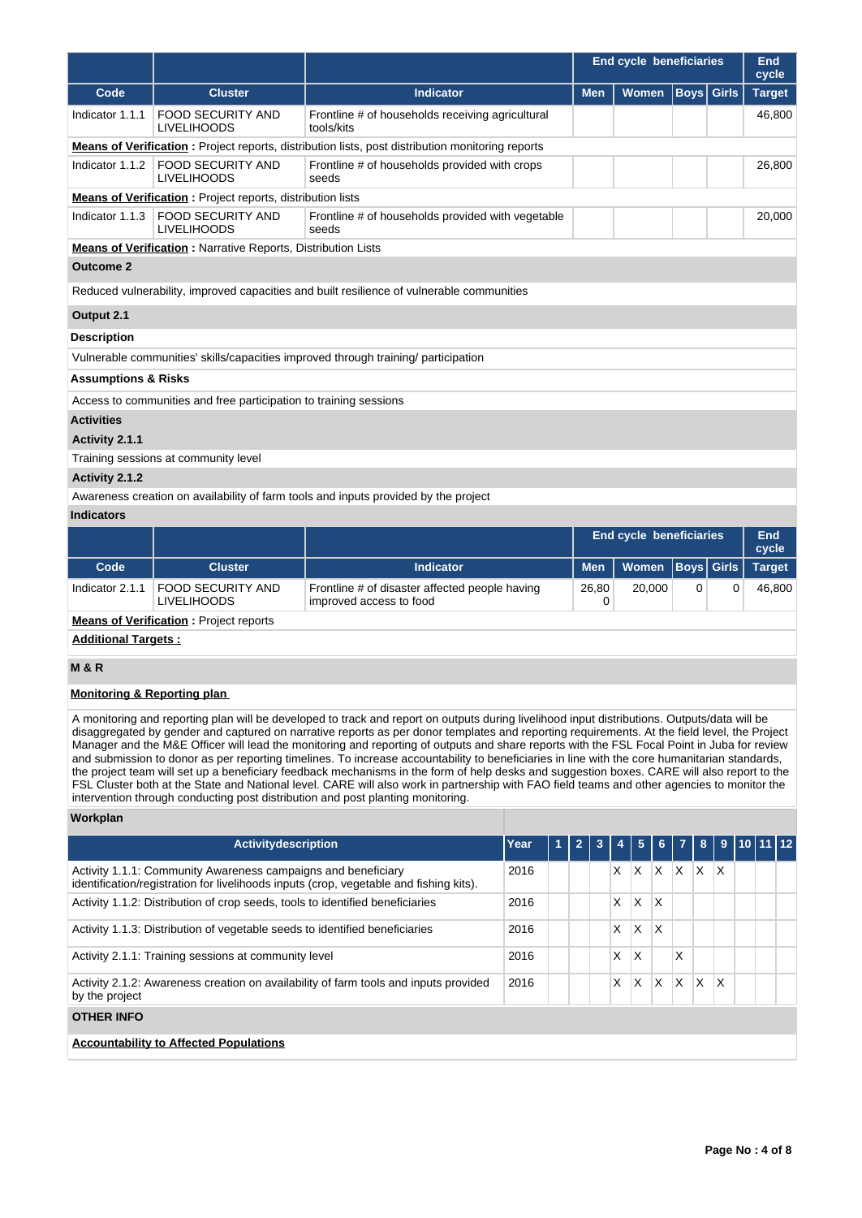| | | | End cycle beneficiaries | | | | End cycle |
|---|---|---|---|---|---|---|---|
| Code | Cluster | Indicator | Men | Women | Boys | Girls | Target |
| Indicator 1.1.1 | FOOD SECURITY AND LIVELIHOODS | Frontline # of households receiving agricultural tools/kits | | | | | 46,800 |

**Means of Verification :** Project reports, distribution lists, post distribution monitoring reports

| Code | Cluster | Indicator | Men | Women | Boys | Girls | Target |
|---|---|---|---|---|---|---|---|
| Indicator 1.1.2 | FOOD SECURITY AND LIVELIHOODS | Frontline # of households provided with crops seeds | | | | | 26,800 |

**Means of Verification :** Project reports, distribution lists

| Code | Cluster | Indicator | Men | Women | Boys | Girls | Target |
|---|---|---|---|---|---|---|---|
| Indicator 1.1.3 | FOOD SECURITY AND LIVELIHOODS | Frontline # of households provided with vegetable seeds | | | | | 20,000 |

**Means of Verification :** Narrative Reports, Distribution Lists

**Outcome 2**

Reduced vulnerability, improved capacities and built resilience of vulnerable communities

**Output 2.1**

**Description**

Vulnerable communities' skills/capacities improved through training/ participation

**Assumptions & Risks**

Access to communities and free participation to training sessions

**Activities**

**Activity 2.1.1**

Training sessions at community level

**Activity 2.1.2**

Awareness creation on availability of farm tools and inputs provided by the project

**Indicators**

| | | | End cycle beneficiaries | | | | End cycle |
|---|---|---|---|---|---|---|---|
| Code | Cluster | Indicator | Men | Women | Boys | Girls | Target |
| Indicator 2.1.1 | FOOD SECURITY AND LIVELIHOODS | Frontline # of disaster affected people having improved access to food | 26,800 | 20,000 | 0 | 0 | 46,800 |

**Means of Verification :** Project reports

**Additional Targets :**

**M & R**

**Monitoring & Reporting plan**

A monitoring and reporting plan will be developed to track and report on outputs during livelihood input distributions. Outputs/data will be disaggregated by gender and captured on narrative reports as per donor templates and reporting requirements. At the field level, the Project Manager and the M&E Officer will lead the monitoring and reporting of outputs and share reports with the FSL Focal Point in Juba for review and submission to donor as per reporting timelines. To increase accountability to beneficiaries in line with the core humanitarian standards, the project team will set up a beneficiary feedback mechanisms in the form of help desks and suggestion boxes. CARE will also report to the FSL Cluster both at the State and National level. CARE will also work in partnership with FAO field teams and other agencies to monitor the intervention through conducting post distribution and post planting monitoring.

**Workplan**

| Activitydescription | Year | 1 | 2 | 3 | 4 | 5 | 6 | 7 | 8 | 9 | 10 | 11 | 12 |
|---|---|---|---|---|---|---|---|---|---|---|---|---|---|
| Activity 1.1.1: Community Awareness campaigns and beneficiary identification/registration for livelihoods inputs (crop, vegetable and fishing kits). | 2016 | | | | X | X | X | X | X | X | | | |
| Activity 1.1.2: Distribution of crop seeds, tools to identified beneficiaries | 2016 | | | | X | X | X | | | | | | |
| Activity 1.1.3: Distribution of vegetable seeds to identified beneficiaries | 2016 | | | | X | X | X | | | | | | |
| Activity 2.1.1: Training sessions at community level | 2016 | | | | X | X | | X | | | | | |
| Activity 2.1.2: Awareness creation on availability of farm tools and inputs provided by the project | 2016 | | | | X | X | X | X | X | X | | | |

**OTHER INFO**

**Accountability to Affected Populations**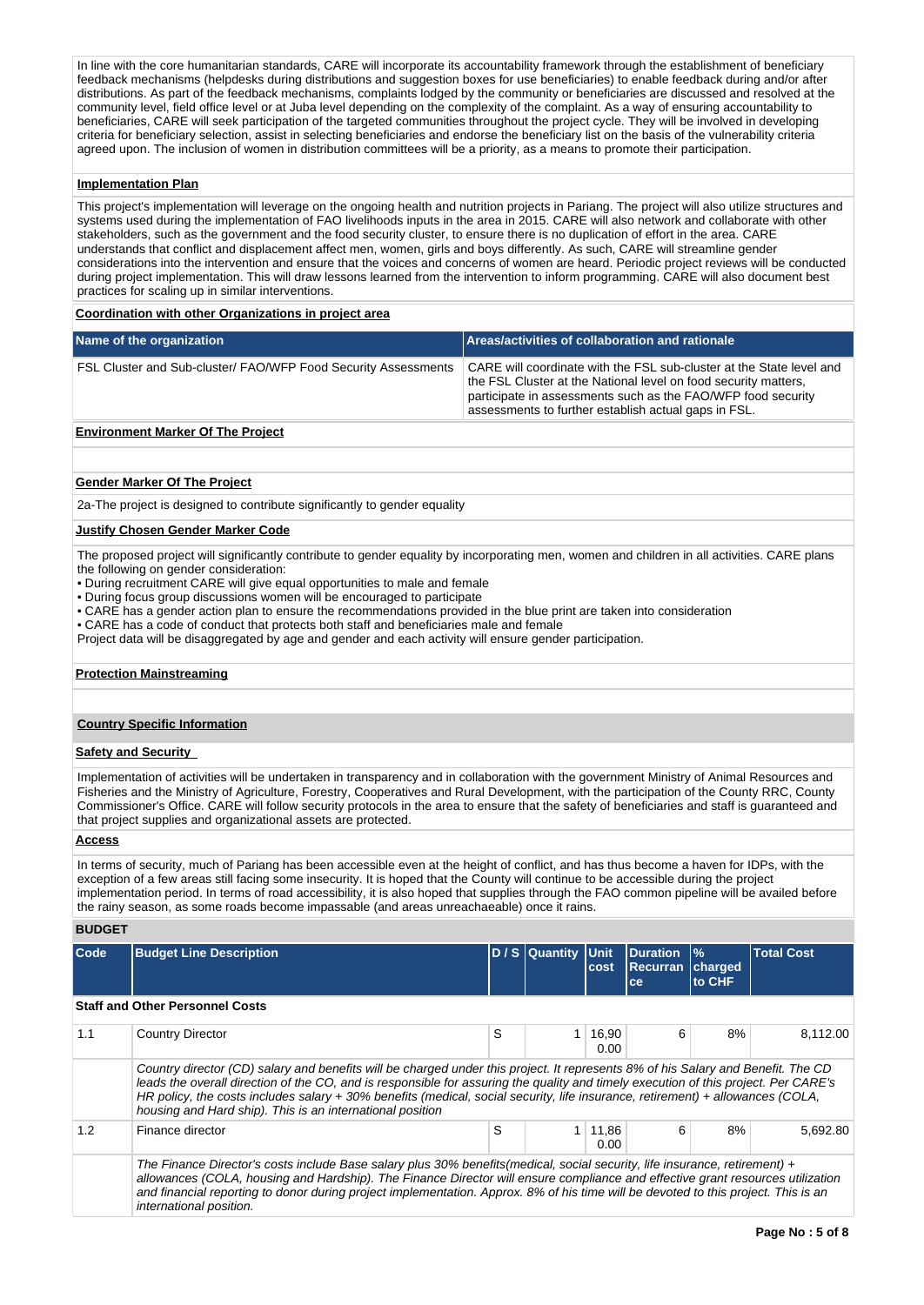In line with the core humanitarian standards, CARE will incorporate its accountability framework through the establishment of beneficiary feedback mechanisms (helpdesks during distributions and suggestion boxes for use beneficiaries) to enable feedback during and/or after distributions. As part of the feedback mechanisms, complaints lodged by the community or beneficiaries are discussed and resolved at the community level, field office level or at Juba level depending on the complexity of the complaint. As a way of ensuring accountability to beneficiaries, CARE will seek participation of the targeted communities throughout the project cycle. They will be involved in developing criteria for beneficiary selection, assist in selecting beneficiaries and endorse the beneficiary list on the basis of the vulnerability criteria agreed upon. The inclusion of women in distribution committees will be a priority, as a means to promote their participation.

**Implementation Plan**

This project's implementation will leverage on the ongoing health and nutrition projects in Pariang. The project will also utilize structures and systems used during the implementation of FAO livelihoods inputs in the area in 2015. CARE will also network and collaborate with other stakeholders, such as the government and the food security cluster, to ensure there is no duplication of effort in the area. CARE understands that conflict and displacement affect men, women, girls and boys differently. As such, CARE will streamline gender considerations into the intervention and ensure that the voices and concerns of women are heard. Periodic project reviews will be conducted during project implementation. This will draw lessons learned from the intervention to inform programming. CARE will also document best practices for scaling up in similar interventions.

**Coordination with other Organizations in project area**

| Name of the organization | Areas/activities of collaboration and rationale |
|---|---|
| FSL Cluster and Sub-cluster/ FAO/WFP Food Security Assessments | CARE will coordinate with the FSL sub-cluster at the State level and the FSL Cluster at the National level on food security matters, participate in assessments such as the FAO/WFP food security assessments to further establish actual gaps in FSL. |

**Environment Marker Of The Project**

**Gender Marker Of The Project**

2a-The project is designed to contribute significantly to gender equality

**Justify Chosen Gender Marker Code**

The proposed project will significantly contribute to gender equality by incorporating men, women and children in all activities. CARE plans the following on gender consideration:
• During recruitment CARE will give equal opportunities to male and female
• During focus group discussions women will be encouraged to participate
• CARE has a gender action plan to ensure the recommendations provided in the blue print are taken into consideration
• CARE has a code of conduct that protects both staff and beneficiaries male and female
Project data will be disaggregated by age and gender and each activity will ensure gender participation.

**Protection Mainstreaming**

**Country Specific Information**

**Safety and Security**

Implementation of activities will be undertaken in transparency and in collaboration with the government Ministry of Animal Resources and Fisheries and the Ministry of Agriculture, Forestry, Cooperatives and Rural Development, with the participation of the County RRC, County Commissioner's Office. CARE will follow security protocols in the area to ensure that the safety of beneficiaries and staff is guaranteed and that project supplies and organizational assets are protected.

**Access**

In terms of security, much of Pariang has been accessible even at the height of conflict, and has thus become a haven for IDPs, with the exception of a few areas still facing some insecurity. It is hoped that the County will continue to be accessible during the project implementation period. In terms of road accessibility, it is also hoped that supplies through the FAO common pipeline will be availed before the rainy season, as some roads become impassable (and areas unreachaeable) once it rains.

**BUDGET**

| Code | Budget Line Description | D / S | Quantity | Unit cost | Duration Recurrance | % charged to CHF | Total Cost |
|---|---|---|---|---|---|---|---|
| **Staff and Other Personnel Costs** | | | | | | | |
| 1.1 | Country Director | S | 1 | 16,900.00 | 6 | 8% | 8,112.00 |
| | *Country director (CD) salary and benefits will be charged under this project. It represents 8% of his Salary and Benefit. The CD leads the overall direction of the CO, and is responsible for assuring the quality and timely execution of this project. Per CARE's HR policy, the costs includes salary + 30% benefits (medical, social security, life insurance, retirement) + allowances (COLA, housing and Hard ship). This is an international position* | | | | | | |
| 1.2 | Finance director | S | 1 | 11,860.00 | 6 | 8% | 5,692.80 |
| | *The Finance Director's costs include Base salary plus 30% benefits(medical, social security, life insurance, retirement) + allowances (COLA, housing and Hardship). The Finance Director will ensure compliance and effective grant resources utilization and financial reporting to donor during project implementation. Approx. 8% of his time will be devoted to this project. This is an international position.* | | | | | | |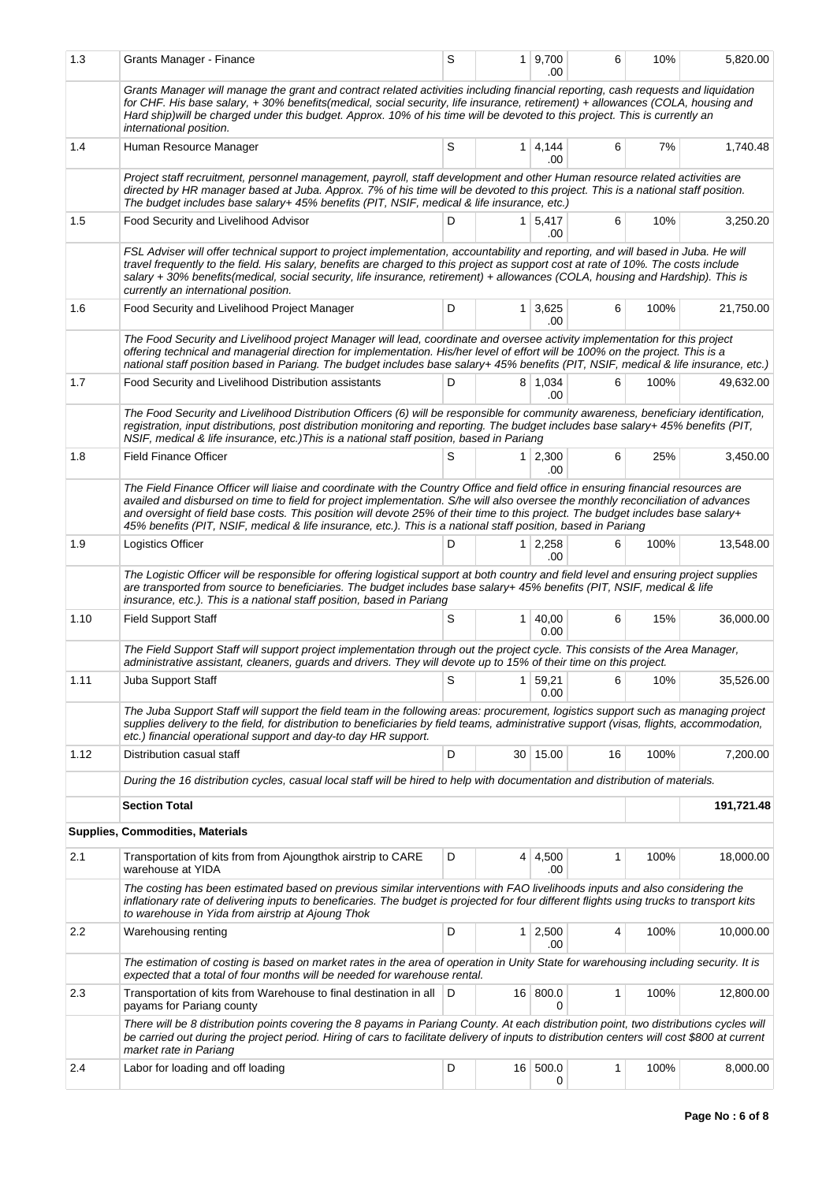| | | | | | | | |
|---|---|---|---|---|---|---|---|
| 1.3 | Grants Manager - Finance | S | 1 | 9,700.00 | 6 | 10% | 5,820.00 |
| | *Grants Manager will manage the grant and contract related activities including financial reporting, cash requests and liquidation for CHF. His base salary, + 30% benefits(medical, social security, life insurance, retirement) + allowances (COLA, housing and Hard ship)will be charged under this budget. Approx. 10% of his time will be devoted to this project. This is currently an international position.* | | | | | | |
| 1.4 | Human Resource Manager | S | 1 | 4,144.00 | 6 | 7% | 1,740.48 |
| | *Project staff recruitment, personnel management, payroll, staff development and other Human resource related activities are directed by HR manager based at Juba. Approx. 7% of his time will be devoted to this project. This is a national staff position. The budget includes base salary+ 45% benefits (PIT, NSIF, medical & life insurance, etc.)* | | | | | | |
| 1.5 | Food Security and Livelihood Advisor | D | 1 | 5,417.00 | 6 | 10% | 3,250.20 |
| | *FSL Adviser will offer technical support to project implementation, accountability and reporting, and will based in Juba. He will travel frequently to the field. His salary, benefits are charged to this project as support cost at rate of 10%. The costs include salary + 30% benefits(medical, social security, life insurance, retirement) + allowances (COLA, housing and Hardship). This is currently an international position.* | | | | | | |
| 1.6 | Food Security and Livelihood Project Manager | D | 1 | 3,625.00 | 6 | 100% | 21,750.00 |
| | *The Food Security and Livelihood project Manager will lead, coordinate and oversee activity implementation for this project offering technical and managerial direction for implementation. His/her level of effort will be 100% on the project. This is a national staff position based in Pariang. The budget includes base salary+ 45% benefits (PIT, NSIF, medical & life insurance, etc.)* | | | | | | |
| 1.7 | Food Security and Livelihood Distribution assistants | D | 8 | 1,034.00 | 6 | 100% | 49,632.00 |
| | *The Food Security and Livelihood Distribution Officers (6) will be responsible for community awareness, beneficiary identification, registration, input distributions, post distribution monitoring and reporting. The budget includes base salary+ 45% benefits (PIT, NSIF, medical & life insurance, etc.)This is a national staff position, based in Pariang* | | | | | | |
| 1.8 | Field Finance Officer | S | 1 | 2,300.00 | 6 | 25% | 3,450.00 |
| | *The Field Finance Officer will liaise and coordinate with the Country Office and field office in ensuring financial resources are availed and disbursed on time to field for project implementation. S/he will also oversee the monthly reconciliation of advances and oversight of field base costs. This position will devote 25% of their time to this project. The budget includes base salary+ 45% benefits (PIT, NSIF, medical & life insurance, etc.). This is a national staff position, based in Pariang* | | | | | | |
| 1.9 | Logistics Officer | D | 1 | 2,258.00 | 6 | 100% | 13,548.00 |
| | *The Logistic Officer will be responsible for offering logistical support at both country and field level and ensuring project supplies are transported from source to beneficiaries. The budget includes base salary+ 45% benefits (PIT, NSIF, medical & life insurance, etc.). This is a national staff position, based in Pariang* | | | | | | |
| 1.10 | Field Support Staff | S | 1 | 40,000.00 | 6 | 15% | 36,000.00 |
| | *The Field Support Staff will support project implementation through out the project cycle. This consists of the Area Manager, administrative assistant, cleaners, guards and drivers. They will devote up to 15% of their time on this project.* | | | | | | |
| 1.11 | Juba Support Staff | S | 1 | 59,210.00 | 6 | 10% | 35,526.00 |
| | *The Juba Support Staff will support the field team in the following areas: procurement, logistics support such as managing project supplies delivery to the field, for distribution to beneficiaries by field teams, administrative support (visas, flights, accommodation, etc.) financial operational support and day-to day HR support.* | | | | | | |
| 1.12 | Distribution casual staff | D | 30 | 15.00 | 16 | 100% | 7,200.00 |
| | *During the 16 distribution cycles, casual local staff will be hired to help with documentation and distribution of materials.* | | | | | | |
| | **Section Total** | | | | | | **191,721.48** |
| **Supplies, Commodities, Materials** | | | | | | | |
| 2.1 | Transportation of kits from from Ajoungthok airstrip to CARE warehouse at YIDA | D | 4 | 4,500.00 | 1 | 100% | 18,000.00 |
| | *The costing has been estimated based on previous similar interventions with FAO livelihoods inputs and also considering the inflationary rate of delivering inputs to beneficaries. The budget is projected for four different flights using trucks to transport kits to warehouse in Yida from airstrip at Ajoung Thok* | | | | | | |
| 2.2 | Warehousing renting | D | 1 | 2,500.00 | 4 | 100% | 10,000.00 |
| | *The estimation of costing is based on market rates in the area of operation in Unity State for warehousing including security. It is expected that a total of four months will be needed for warehouse rental.* | | | | | | |
| 2.3 | Transportation of kits from Warehouse to final destination in all payams for Pariang county | D | 16 | 800.00 | 1 | 100% | 12,800.00 |
| | *There will be 8 distribution points covering the 8 payams in Pariang County. At each distribution point, two distributions cycles will be carried out during the project period. Hiring of cars to facilitate delivery of inputs to distribution centers will cost $800 at current market rate in Pariang* | | | | | | |
| 2.4 | Labor for loading and off loading | D | 16 | 500.00 | 1 | 100% | 8,000.00 |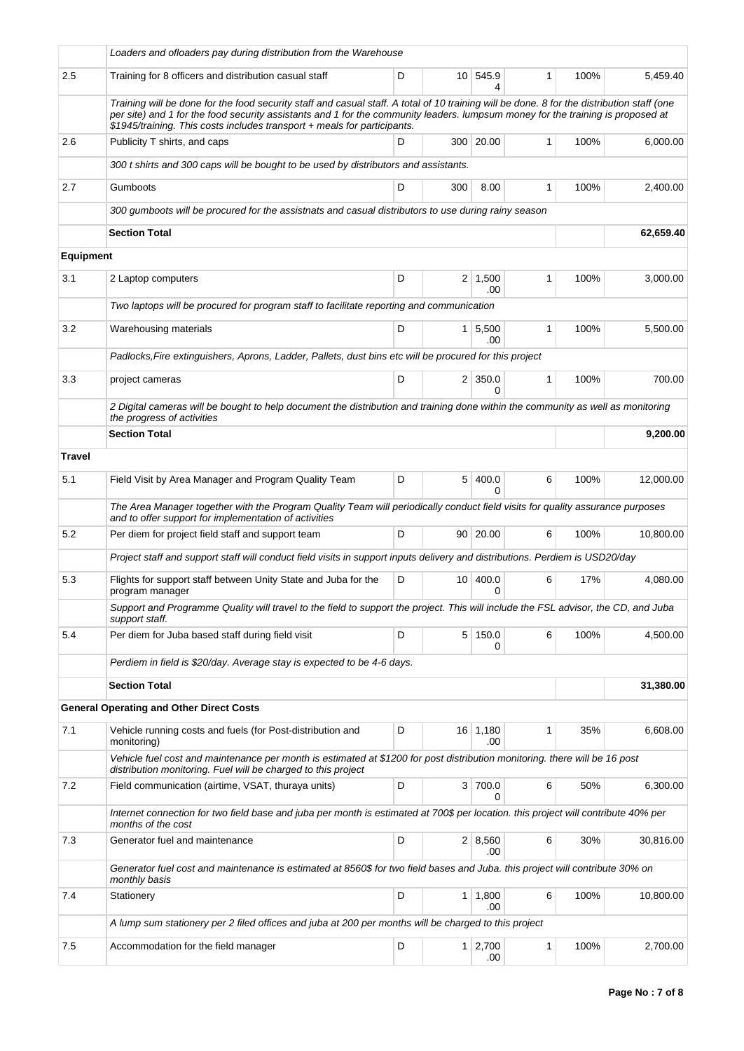| | | | | | | | |
|---|---|---|---|---|---|---|---|
| | *Loaders and ofloaders pay during distribution from the Warehouse* | | | | | | |
| 2.5 | Training for 8 officers and distribution casual staff | D | 10 | 545.94 | 1 | 100% | 5,459.40 |
| | *Training will be done for the food security staff and casual staff. A total of 10 training will be done. 8 for the distribution staff (one per site) and 1 for the food security assistants and 1 for the community leaders. lumpsum money for the training is proposed at $1945/training. This costs includes transport + meals for participants.* | | | | | | |
| 2.6 | Publicity T shirts, and caps | D | 300 | 20.00 | 1 | 100% | 6,000.00 |
| | *300 t shirts and 300 caps will be bought to be used by distributors and assistants.* | | | | | | |
| 2.7 | Gumboots | D | 300 | 8.00 | 1 | 100% | 2,400.00 |
| | *300 gumboots will be procured for the assistnats and casual distributors to use during rainy season* | | | | | | |
| | **Section Total** | | | | | | **62,659.40** |
| **Equipment** | | | | | | | |
| 3.1 | 2 Laptop computers | D | 2 | 1,500.00 | 1 | 100% | 3,000.00 |
| | *Two laptops will be procured for program staff to facilitate reporting and communication* | | | | | | |
| 3.2 | Warehousing materials | D | 1 | 5,500.00 | 1 | 100% | 5,500.00 |
| | *Padlocks,Fire extinguishers, Aprons, Ladder, Pallets, dust bins etc will be procured for this project* | | | | | | |
| 3.3 | project cameras | D | 2 | 350.00 | 1 | 100% | 700.00 |
| | *2 Digital cameras will be bought to help document the distribution and training done within the community as well as monitoring the progress of activities* | | | | | | |
| | **Section Total** | | | | | | **9,200.00** |
| **Travel** | | | | | | | |
| 5.1 | Field Visit by Area Manager and Program Quality Team | D | 5 | 400.00 | 6 | 100% | 12,000.00 |
| | *The Area Manager together with the Program Quality Team will periodically conduct field visits for quality assurance purposes and to offer support for implementation of activities* | | | | | | |
| 5.2 | Per diem for project field staff and support team | D | 90 | 20.00 | 6 | 100% | 10,800.00 |
| | *Project staff and support staff will conduct field visits in support inputs delivery and distributions. Perdiem is USD20/day* | | | | | | |
| 5.3 | Flights for support staff between Unity State and Juba for the program manager | D | 10 | 400.00 | 6 | 17% | 4,080.00 |
| | *Support and Programme Quality will travel to the field to support the project. This will include the FSL advisor, the CD, and Juba support staff.* | | | | | | |
| 5.4 | Per diem for Juba based staff during field visit | D | 5 | 150.00 | 6 | 100% | 4,500.00 |
| | *Perdiem in field is $20/day. Average stay is expected to be 4-6 days.* | | | | | | |
| | **Section Total** | | | | | | **31,380.00** |
| | **General Operating and Other Direct Costs** | | | | | | |
| 7.1 | Vehicle running costs and fuels (for Post-distribution and monitoring) | D | 16 | 1,180.00 | 1 | 35% | 6,608.00 |
| | *Vehicle fuel cost and maintenance per month is estimated at $1200 for post distribution monitoring. there will be 16 post distribution monitoring. Fuel will be charged to this project* | | | | | | |
| 7.2 | Field communication (airtime, VSAT, thuraya units) | D | 3 | 700.00 | 6 | 50% | 6,300.00 |
| | *Internet connection for two field base and juba per month is estimated at 700$ per location. this project will contribute 40% per months of the cost* | | | | | | |
| 7.3 | Generator fuel and maintenance | D | 2 | 8,560.00 | 6 | 30% | 30,816.00 |
| | *Generator fuel cost and maintenance is estimated at 8560$ for two field bases and Juba. this project will contribute 30% on monthly basis* | | | | | | |
| 7.4 | Stationery | D | 1 | 1,800.00 | 6 | 100% | 10,800.00 |
| | *A lump sum stationery per 2 filed offices and juba at 200 per months will be charged to this project* | | | | | | |
| 7.5 | Accommodation for the field manager | D | 1 | 2,700.00 | 1 | 100% | 2,700.00 |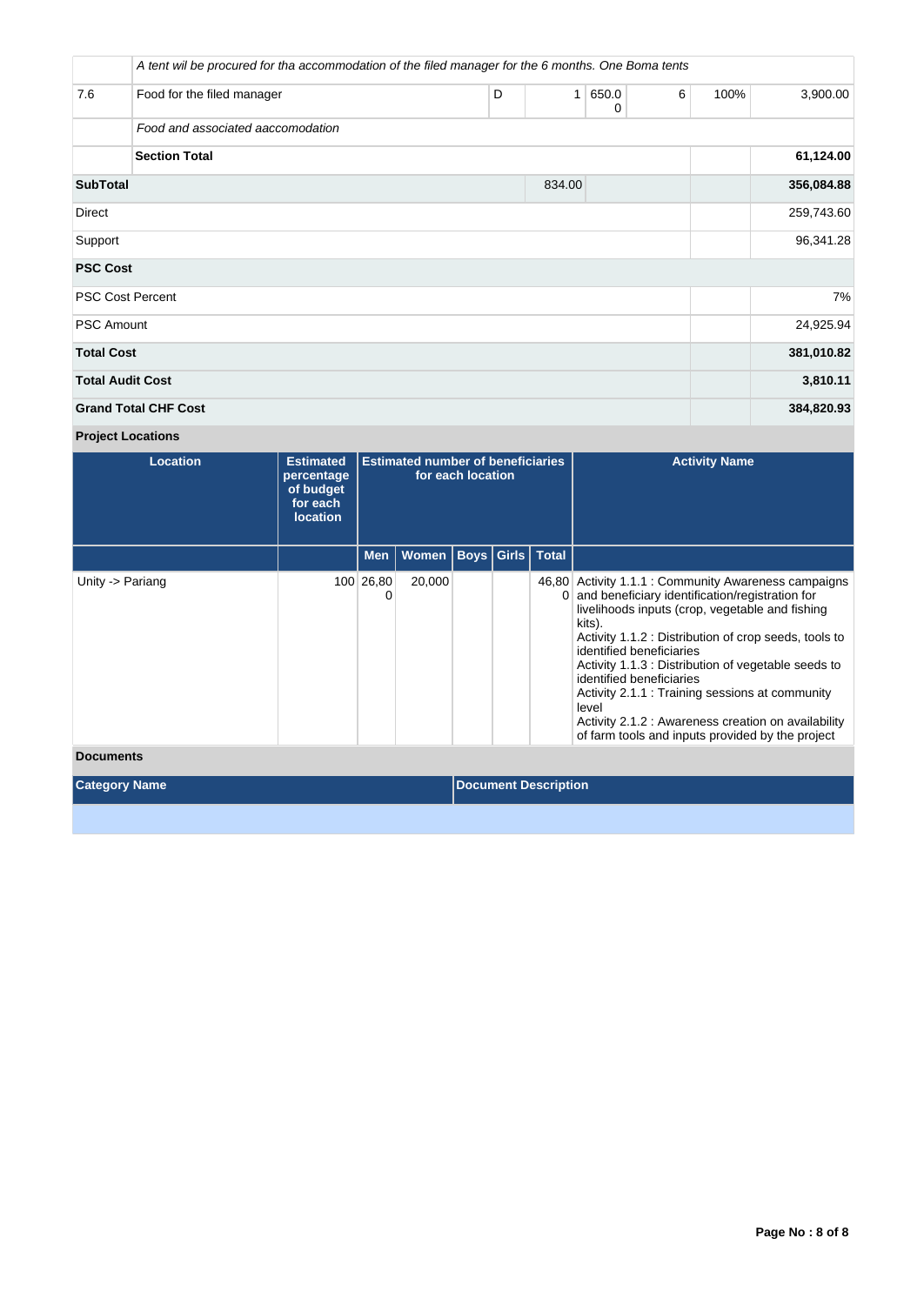| | | | | | | | |
|---|---|---|---|---|---|---|---|
| | *A tent wil be procured for tha accommodation of the filed manager for the 6 months. One Boma tents* | | | | | | |
| 7.6 | Food for the filed manager | D | 1 | 650.00 | 6 | 100% | 3,900.00 |
| | *Food and associated aaccomodation* | | | | | | |
| | **Section Total** | | | | | | **61,124.00** |
| **SubTotal** | | | 834.00 | | | | **356,084.88** |
| Direct | | | | | | | 259,743.60 |
| Support | | | | | | | 96,341.28 |
| **PSC Cost** | | | | | | | |
| PSC Cost Percent | | | | | | | 7% |
| PSC Amount | | | | | | | 24,925.94 |
| **Total Cost** | | | | | | | **381,010.82** |
| **Total Audit Cost** | | | | | | | **3,810.11** |
| **Grand Total CHF Cost** | | | | | | | **384,820.93** |

**Project Locations**

| Location | Estimated percentage of budget for each location | Estimated number of beneficiaries for each location | | | | | Activity Name |
|---|---|---|---|---|---|---|---|
| | | Men | Women | Boys | Girls | Total | |
| Unity -> Pariang | 100 | 26,800 | 20,000 | | | 46,800 | Activity 1.1.1 : Community Awareness campaigns and beneficiary identification/registration for livelihoods inputs (crop, vegetable and fishing kits).<br>Activity 1.1.2 : Distribution of crop seeds, tools to identified beneficiaries<br>Activity 1.1.3 : Distribution of vegetable seeds to identified beneficiaries<br>Activity 2.1.1 : Training sessions at community level<br>Activity 2.1.2 : Awareness creation on availability of farm tools and inputs provided by the project |

**Documents**

| Category Name | Document Description |
|---|---|
| | |